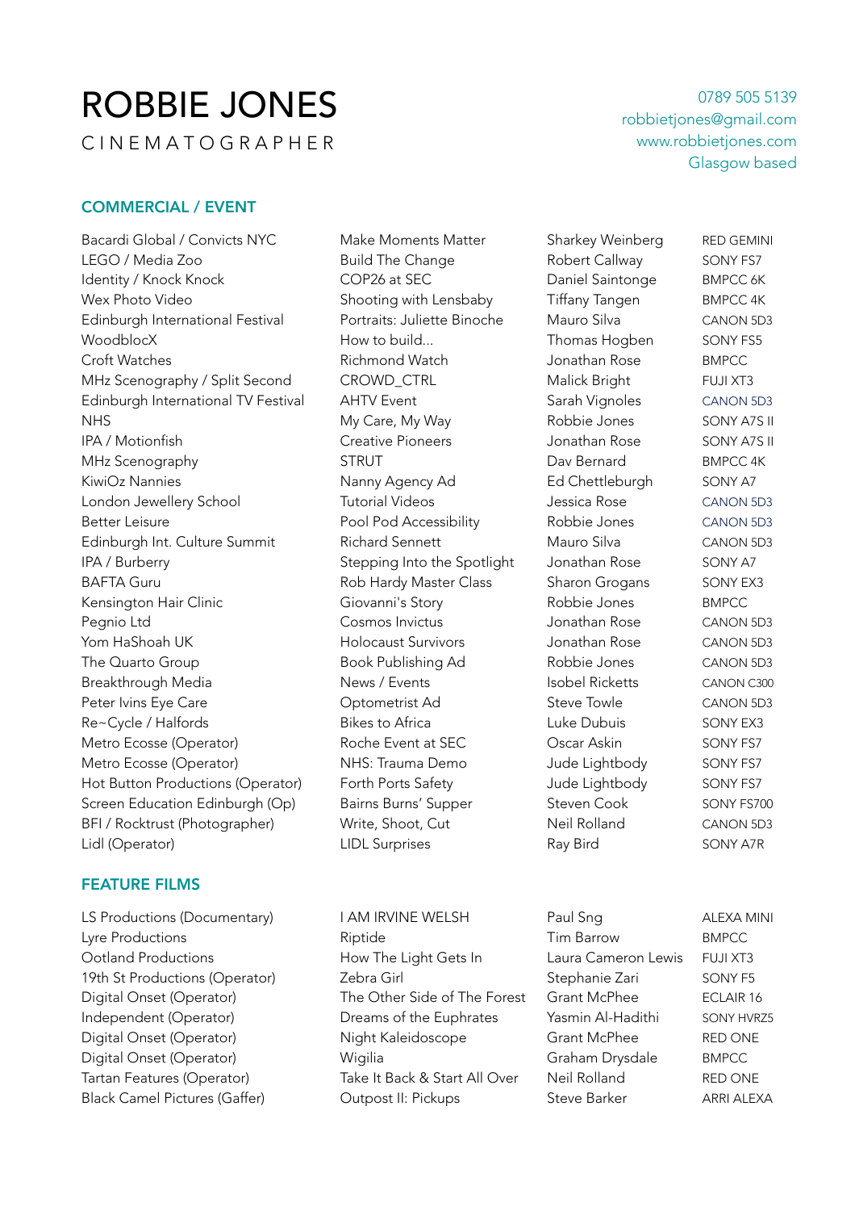# ROBBIE JONES

CINEMATOGRAPHER

0789 505 5139
robbietjones@gmail.com
www.robbietjones.com
Glasgow based

## COMMERCIAL / EVENT

| | | | |
|---|---|---|---|
| Bacardi Global / Convicts NYC | Make Moments Matter | Sharkey Weinberg | RED GEMINI |
| LEGO / Media Zoo | Build The Change | Robert Callway | SONY FS7 |
| Identity / Knock Knock | COP26 at SEC | Daniel Saintonge | BMPCC 6K |
| Wex Photo Video | Shooting with Lensbaby | Tiffany Tangen | BMPCC 4K |
| Edinburgh International Festival | Portraits: Juliette Binoche | Mauro Silva | CANON 5D3 |
| WoodblocX | How to build... | Thomas Hogben | SONY FS5 |
| Croft Watches | Richmond Watch | Jonathan Rose | BMPCC |
| MHz Scenography / Split Second | CROWD_CTRL | Malick Bright | FUJI XT3 |
| Edinburgh International TV Festival | AHTV Event | Sarah Vignoles | CANON 5D3 |
| NHS | My Care, My Way | Robbie Jones | SONY A7S II |
| IPA / Motionfish | Creative Pioneers | Jonathan Rose | SONY A7S II |
| MHz Scenography | STRUT | Dav Bernard | BMPCC 4K |
| KiwiOz Nannies | Nanny Agency Ad | Ed Chettleburgh | SONY A7 |
| London Jewellery School | Tutorial Videos | Jessica Rose | CANON 5D3 |
| Better Leisure | Pool Pod Accessibility | Robbie Jones | CANON 5D3 |
| Edinburgh Int. Culture Summit | Richard Sennett | Mauro Silva | CANON 5D3 |
| IPA / Burberry | Stepping Into the Spotlight | Jonathan Rose | SONY A7 |
| BAFTA Guru | Rob Hardy Master Class | Sharon Grogans | SONY EX3 |
| Kensington Hair Clinic | Giovanni's Story | Robbie Jones | BMPCC |
| Pegnio Ltd | Cosmos Invictus | Jonathan Rose | CANON 5D3 |
| Yom HaShoah UK | Holocaust Survivors | Jonathan Rose | CANON 5D3 |
| The Quarto Group | Book Publishing Ad | Robbie Jones | CANON 5D3 |
| Breakthrough Media | News / Events | Isobel Ricketts | CANON C300 |
| Peter Ivins Eye Care | Optometrist Ad | Steve Towle | CANON 5D3 |
| Re~Cycle / Halfords | Bikes to Africa | Luke Dubuis | SONY EX3 |
| Metro Ecosse (Operator) | Roche Event at SEC | Oscar Askin | SONY FS7 |
| Metro Ecosse (Operator) | NHS: Trauma Demo | Jude Lightbody | SONY FS7 |
| Hot Button Productions (Operator) | Forth Ports Safety | Jude Lightbody | SONY FS7 |
| Screen Education Edinburgh (Op) | Bairns Burns' Supper | Steven Cook | SONY FS700 |
| BFI / Rocktrust (Photographer) | Write, Shoot, Cut | Neil Rolland | CANON 5D3 |
| Lidl (Operator) | LIDL Surprises | Ray Bird | SONY A7R |

## FEATURE FILMS

| | | | |
|---|---|---|---|
| LS Productions (Documentary) | I AM IRVINE WELSH | Paul Sng | ALEXA MINI |
| Lyre Productions | Riptide | Tim Barrow | BMPCC |
| Ootland Productions | How The Light Gets In | Laura Cameron Lewis | FUJI XT3 |
| 19th St Productions (Operator) | Zebra Girl | Stephanie Zari | SONY F5 |
| Digital Onset (Operator) | The Other Side of The Forest | Grant McPhee | ECLAIR 16 |
| Independent (Operator) | Dreams of the Euphrates | Yasmin Al-Hadithi | SONY HVRZ5 |
| Digital Onset (Operator) | Night Kaleidoscope | Grant McPhee | RED ONE |
| Digital Onset (Operator) | Wigilia | Graham Drysdale | BMPCC |
| Tartan Features (Operator) | Take It Back & Start All Over | Neil Rolland | RED ONE |
| Black Camel Pictures (Gaffer) | Outpost II: Pickups | Steve Barker | ARRI ALEXA |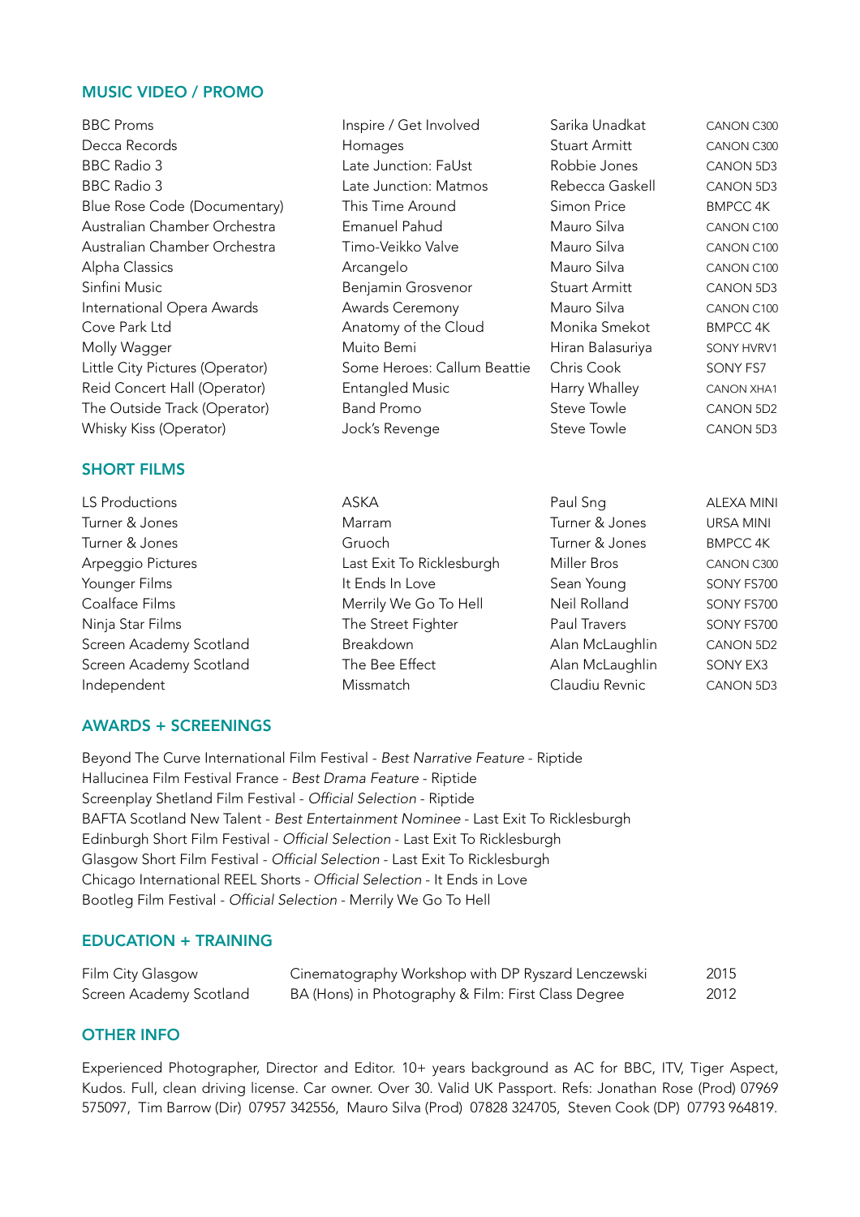## MUSIC VIDEO / PROMO

| | | | |
|---|---|---|---|
| BBC Proms | Inspire / Get Involved | Sarika Unadkat | CANON C300 |
| Decca Records | Homages | Stuart Armitt | CANON C300 |
| BBC Radio 3 | Late Junction: FaUst | Robbie Jones | CANON 5D3 |
| BBC Radio 3 | Late Junction: Matmos | Rebecca Gaskell | CANON 5D3 |
| Blue Rose Code (Documentary) | This Time Around | Simon Price | BMPCC 4K |
| Australian Chamber Orchestra | Emanuel Pahud | Mauro Silva | CANON C100 |
| Australian Chamber Orchestra | Timo-Veikko Valve | Mauro Silva | CANON C100 |
| Alpha Classics | Arcangelo | Mauro Silva | CANON C100 |
| Sinfini Music | Benjamin Grosvenor | Stuart Armitt | CANON 5D3 |
| International Opera Awards | Awards Ceremony | Mauro Silva | CANON C100 |
| Cove Park Ltd | Anatomy of the Cloud | Monika Smekot | BMPCC 4K |
| Molly Wagger | Muito Bemi | Hiran Balasuriya | SONY HVRV1 |
| Little City Pictures (Operator) | Some Heroes: Callum Beattie | Chris Cook | SONY FS7 |
| Reid Concert Hall (Operator) | Entangled Music | Harry Whalley | CANON XHA1 |
| The Outside Track (Operator) | Band Promo | Steve Towle | CANON 5D2 |
| Whisky Kiss (Operator) | Jock's Revenge | Steve Towle | CANON 5D3 |

## SHORT FILMS

| | | | |
|---|---|---|---|
| LS Productions | ASKA | Paul Sng | ALEXA MINI |
| Turner & Jones | Marram | Turner & Jones | URSA MINI |
| Turner & Jones | Gruoch | Turner & Jones | BMPCC 4K |
| Arpeggio Pictures | Last Exit To Ricklesburgh | Miller Bros | CANON C300 |
| Younger Films | It Ends In Love | Sean Young | SONY FS700 |
| Coalface Films | Merrily We Go To Hell | Neil Rolland | SONY FS700 |
| Ninja Star Films | The Street Fighter | Paul Travers | SONY FS700 |
| Screen Academy Scotland | Breakdown | Alan McLaughlin | CANON 5D2 |
| Screen Academy Scotland | The Bee Effect | Alan McLaughlin | SONY EX3 |
| Independent | Missmatch | Claudiu Revnic | CANON 5D3 |

## AWARDS + SCREENINGS

Beyond The Curve International Film Festival - *Best Narrative Feature* - Riptide
Hallucinea Film Festival France - *Best Drama Feature* - Riptide
Screenplay Shetland Film Festival - *Official Selection* - Riptide
BAFTA Scotland New Talent - *Best Entertainment Nominee* - Last Exit To Ricklesburgh
Edinburgh Short Film Festival - *Official Selection* - Last Exit To Ricklesburgh
Glasgow Short Film Festival - *Official Selection* - Last Exit To Ricklesburgh
Chicago International REEL Shorts - *Official Selection* - It Ends in Love
Bootleg Film Festival - *Official Selection* - Merrily We Go To Hell

## EDUCATION + TRAINING

| | | |
|---|---|---|
| Film City Glasgow | Cinematography Workshop with DP Ryszard Lenczewski | 2015 |
| Screen Academy Scotland | BA (Hons) in Photography & Film: First Class Degree | 2012 |

## OTHER INFO

Experienced Photographer, Director and Editor. 10+ years background as AC for BBC, ITV, Tiger Aspect, Kudos. Full, clean driving license. Car owner. Over 30. Valid UK Passport. Refs: Jonathan Rose (Prod) 07969 575097, Tim Barrow (Dir) 07957 342556, Mauro Silva (Prod) 07828 324705, Steven Cook (DP) 07793 964819.